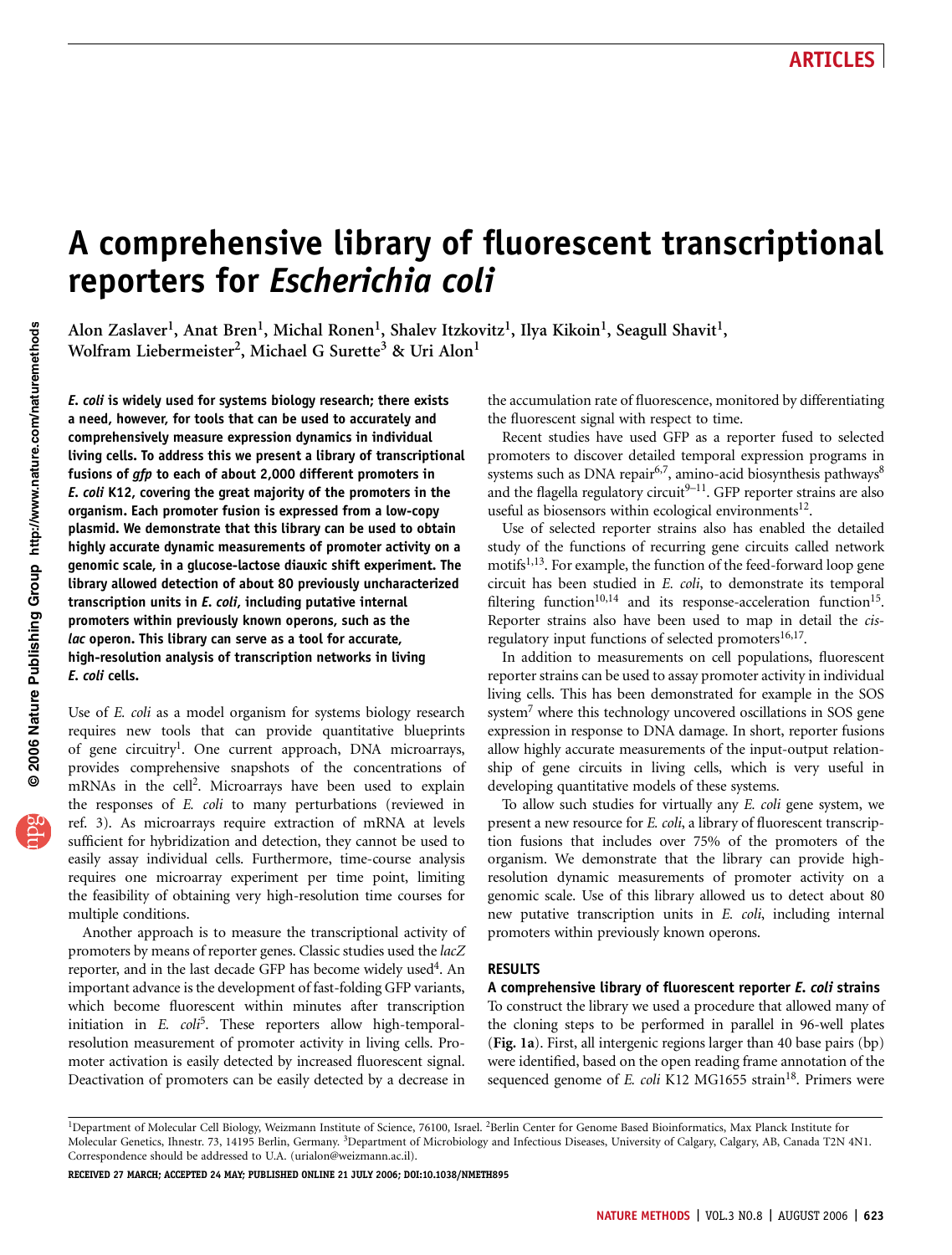# A comprehensive library of fluorescent transcriptional reporters for *Escherichia coli*

Alon Zaslaver[1], Anat Bren[1], Michal Ronen[1], Shalev Itzkovitz[1], Ilya Kikoin[1], Seagull Shavit[1], Wolfram Liebermeister[2], Michael G Surette[3] & Uri Alon[1]

***E. coli*** **is widely used for systems biology research; there exists a need, however, for tools that can be used to accurately and comprehensively measure expression dynamics in individual living cells. To address this we present a library of transcriptional fusions of** ***gfp*** **to each of about 2,000 different promoters in** ***E. coli*** **K12, covering the great majority of the promoters in the organism. Each promoter fusion is expressed from a low-copy plasmid. We demonstrate that this library can be used to obtain highly accurate dynamic measurements of promoter activity on a genomic scale, in a glucose-lactose diauxic shift experiment. The library allowed detection of about 80 previously uncharacterized transcription units in** ***E. coli*****, including putative internal promoters within previously known operons, such as the** ***lac*** **operon. This library can serve as a tool for accurate, high-resolution analysis of transcription networks in living** ***E. coli*** **cells.**

Use of *E. coli* as a model organism for systems biology research requires new tools that can provide quantitative blueprints of gene circuitry[1]. One current approach, DNA microarrays, provides comprehensive snapshots of the concentrations of mRNAs in the cell[2]. Microarrays have been used to explain the responses of *E. coli* to many perturbations (reviewed in ref. 3). As microarrays require extraction of mRNA at levels sufficient for hybridization and detection, they cannot be used to easily assay individual cells. Furthermore, time-course analysis requires one microarray experiment per time point, limiting the feasibility of obtaining very high-resolution time courses for multiple conditions.

Another approach is to measure the transcriptional activity of promoters by means of reporter genes. Classic studies used the *lacZ* reporter, and in the last decade GFP has become widely used[4]. An important advance is the development of fast-folding GFP variants, which become fluorescent within minutes after transcription initiation in *E. coli*[5]. These reporters allow high-temporal-resolution measurement of promoter activity in living cells. Promoter activation is easily detected by increased fluorescent signal. Deactivation of promoters can be easily detected by a decrease in the accumulation rate of fluorescence, monitored by differentiating the fluorescent signal with respect to time.

Recent studies have used GFP as a reporter fused to selected promoters to discover detailed temporal expression programs in systems such as DNA repair[6,7], amino-acid biosynthesis pathways[8] and the flagella regulatory circuit[9–11]. GFP reporter strains are also useful as biosensors within ecological environments[12].

Use of selected reporter strains also has enabled the detailed study of the functions of recurring gene circuits called network motifs[1,13]. For example, the function of the feed-forward loop gene circuit has been studied in *E. coli*, to demonstrate its temporal filtering function[10,14] and its response-acceleration function[15]. Reporter strains also have been used to map in detail the *cis*-regulatory input functions of selected promoters[16,17].

In addition to measurements on cell populations, fluorescent reporter strains can be used to assay promoter activity in individual living cells. This has been demonstrated for example in the SOS system[7] where this technology uncovered oscillations in SOS gene expression in response to DNA damage. In short, reporter fusions allow highly accurate measurements of the input-output relationship of gene circuits in living cells, which is very useful in developing quantitative models of these systems.

To allow such studies for virtually any *E. coli* gene system, we present a new resource for *E. coli*, a library of fluorescent transcription fusions that includes over 75% of the promoters of the organism. We demonstrate that the library can provide high-resolution dynamic measurements of promoter activity on a genomic scale. Use of this library allowed us to detect about 80 new putative transcription units in *E. coli*, including internal promoters within previously known operons.

## RESULTS

### A comprehensive library of fluorescent reporter *E. coli* strains

To construct the library we used a procedure that allowed many of the cloning steps to be performed in parallel in 96-well plates (**Fig. 1a**). First, all intergenic regions larger than 40 base pairs (bp) were identified, based on the open reading frame annotation of the sequenced genome of *E. coli* K12 MG1655 strain[18]. Primers were

[1]Department of Molecular Cell Biology, Weizmann Institute of Science, 76100, Israel. [2]Berlin Center for Genome Based Bioinformatics, Max Planck Institute for Molecular Genetics, Ihnestr. 73, 14195 Berlin, Germany. [3]Department of Microbiology and Infectious Diseases, University of Calgary, Calgary, AB, Canada T2N 4N1. Correspondence should be addressed to U.A. (urialon@weizmann.ac.il).

RECEIVED 27 MARCH; ACCEPTED 24 MAY; PUBLISHED ONLINE 21 JULY 2006; DOI:10.1038/NMETH895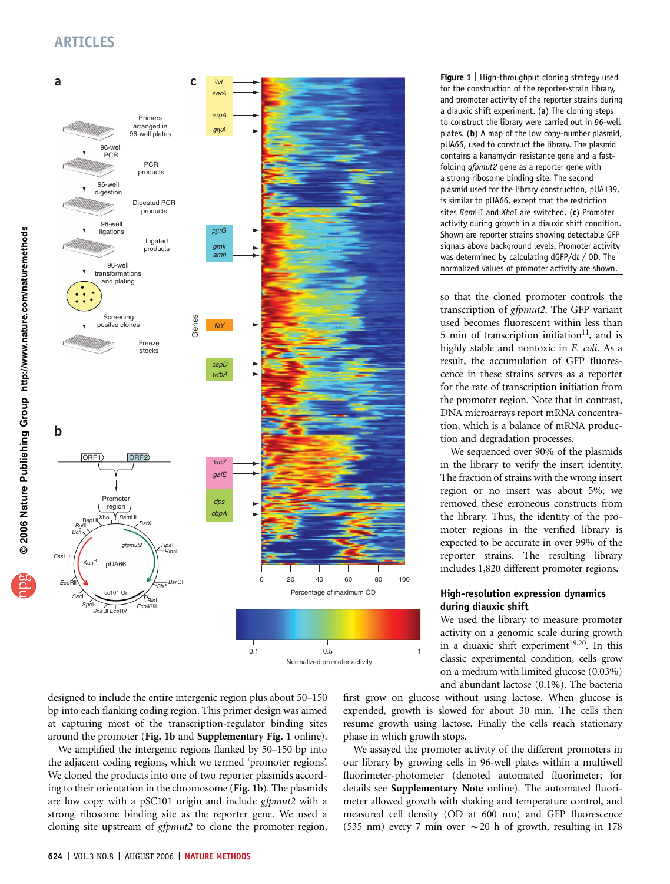**a**

Primers arranged in 96-well plates

96-well PCR

PCR products

96-well digestion

Digested PCR products

96-well ligations

Ligated products

96-well transformations and plating

Screening positve clones

Freeze stocks

**b**

ORF1

ORF2

Promoter region

BspHI XhoI BamHI BstXI BglII BclI gfpmut2 HpaI HincII BssHII KanR pUA66 EcoRII SbfI BsrGI SacI sc101 Ori SpeI BlnI SnaBI EcoRV Eco47III

**c**

ilvL serA argA glyA pyrG gmk amn fliY cspD wrbA lacZ galE dps cbpA

Genes

0 20 40 60 80 100

Percentage of maximum OD

0.1 0.5 1

Normalized promoter activity

**Figure 1** | High-throughput cloning strategy used for the construction of the reporter-strain library, and promoter activity of the reporter strains during a diauxic shift experiment. (**a**) The cloning steps to construct the library were carried out in 96-well plates. (**b**) A map of the low copy-number plasmid, pUA66, used to construct the library. The plasmid contains a kanamycin resistance gene and a fast-folding *gfpmut2* gene as a reporter gene with a strong ribosome binding site. The second plasmid used for the library construction, pUA139, is similar to pUA66, except that the restriction sites *Bam*HI and *Xho*I are switched. (**c**) Promoter activity during growth in a diauxic shift condition. Shown are reporter strains showing detectable GFP signals above background levels. Promoter activity was determined by calculating dGFP/dt / OD. The normalized values of promoter activity are shown.

designed to include the entire intergenic region plus about 50–150 bp into each flanking coding region. This primer design was aimed at capturing most of the transcription-regulator binding sites around the promoter (**Fig. 1b** and **Supplementary Fig. 1** online).

We amplified the intergenic regions flanked by 50–150 bp into the adjacent coding regions, which we termed 'promoter regions'. We cloned the products into one of two reporter plasmids according to their orientation in the chromosome (**Fig. 1b**). The plasmids are low copy with a pSC101 origin and include *gfpmut2* with a strong ribosome binding site as the reporter gene. We used a cloning site upstream of *gfpmut2* to clone the promoter region, so that the cloned promoter controls the transcription of *gfpmut2*. The GFP variant used becomes fluorescent within less than 5 min of transcription initiation[11], and is highly stable and nontoxic in *E. coli*. As a result, the accumulation of GFP fluorescence in these strains serves as a reporter for the rate of transcription initiation from the promoter region. Note that in contrast, DNA microarrays report mRNA concentration, which is a balance of mRNA production and degradation processes.

We sequenced over 90% of the plasmids in the library to verify the insert identity. The fraction of strains with the wrong insert region or no insert was about 5%; we removed these erroneous constructs from the library. Thus, the identity of the promoter regions in the verified library is expected to be accurate in over 99% of the reporter strains. The resulting library includes 1,820 different promoter regions.

## High-resolution expression dynamics during diauxic shift

We used the library to measure promoter activity on a genomic scale during growth in a diauxic shift experiment[19,20]. In this classic experimental condition, cells grow on a medium with limited glucose (0.03%) and abundant lactose (0.1%). The bacteria first grow on glucose without using lactose. When glucose is expended, growth is slowed for about 30 min. The cells then resume growth using lactose. Finally the cells reach stationary phase in which growth stops.

We assayed the promoter activity of the different promoters in our library by growing cells in 96-well plates within a multiwell fluorimeter-photometer (denoted automated fluorimeter; for details see **Supplementary Note** online). The automated fluorimeter allowed growth with shaking and temperature control, and measured cell density (OD at 600 nm) and GFP fluorescence (535 nm) every 7 min over ~20 h of growth, resulting in 178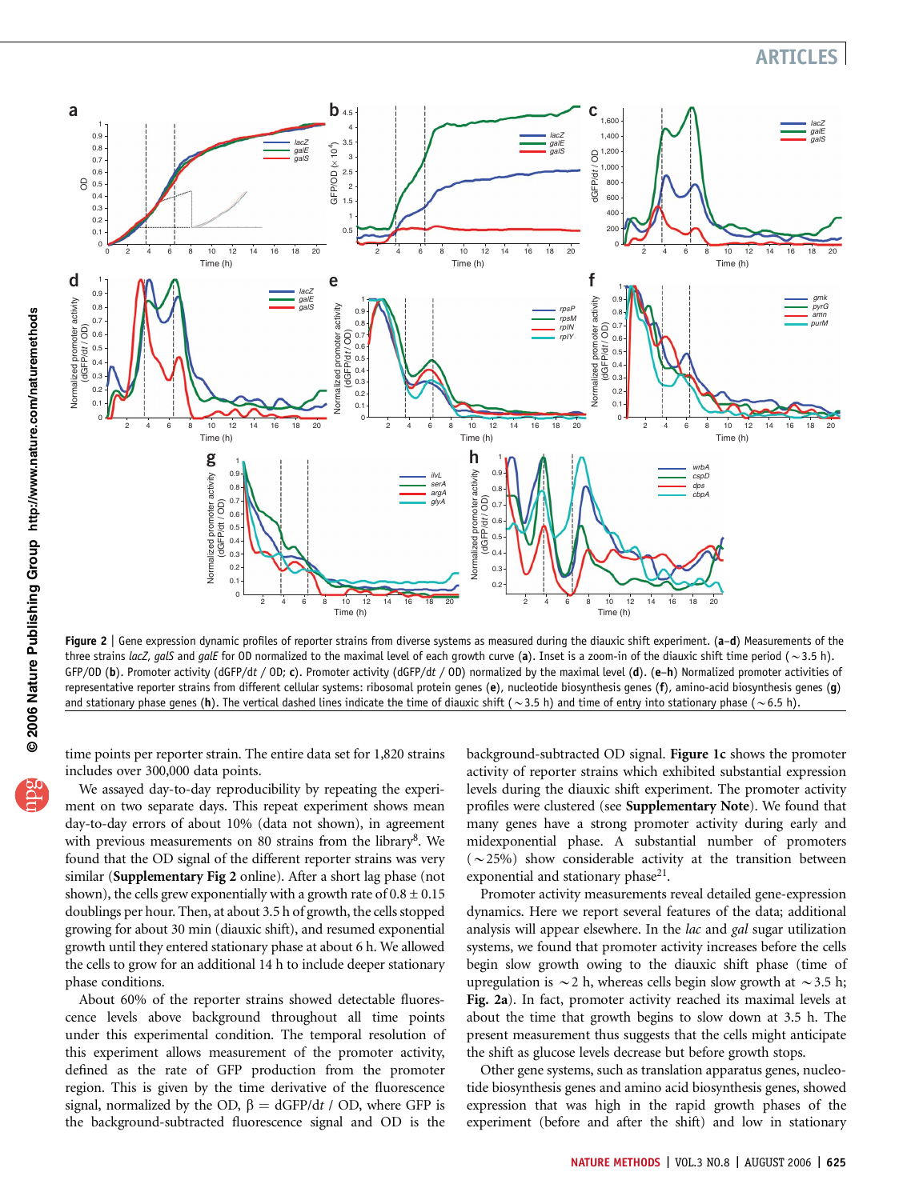a

1
0.9
0.8
0.7
0.6
0.5
0.4
0.3
0.2
0.1
0

OD

0 2 4 6 8 10 12 14 16 18 20

Time (h)

lacZ
galE
galS

b

4.5
4
3.5
3
2.5
2
1.5
1
0.5

GFP/OD (× 10[4])

2 4 6 8 10 12 14 16 18 20

Time (h)

lacZ
galE
galS

c

1,600
1,400
1,200
1,000
800
600
400
200
0

dGFP/dt / OD

2 4 6 8 10 12 14 16 18 20

Time (h)

lacZ
galE
galS

d

1
0.9
0.8
0.7
0.6
0.5
0.4
0.3
0.2
0.1
0

Normalized promoter activity (dGFP/dt / OD)

2 4 6 8 10 12 14 16 18 20

Time (h)

lacZ
galE
galS

e

1
0.9
0.8
0.7
0.6
0.5
0.4
0.3
0.2
0.1
0

Normalized promoter activity (dGFP/dt / OD)

2 4 6 8 10 12 14 16 18 20

Time (h)

rpsP
rpsM
rplN
rplY

f

1
0.9
0.8
0.7
0.6
0.5
0.4
0.3
0.2
0.1
0

Normalized promoter activity (dGFP/dt / OD)

2 4 6 8 10 12 14 16 18 20

Time (h)

gmk
pyrG
amn
purM

g

1
0.9
0.8
0.7
0.6
0.5
0.4
0.3
0.2
0.1
0

Normalized promoter activity (dGFP/dt / OD)

2 4 6 8 10 12 14 16 18 20

Time (h)

ilvL
serA
argA
glyA

h

1
0.9
0.8
0.7
0.6
0.5
0.4
0.3
0.2

Normalized promoter activity (dGFP/dt / OD)

2 4 6 8 10 12 14 16 18 20

Time (h)

wrbA
cspD
dps
cbpA

**Figure 2** | Gene expression dynamic profiles of reporter strains from diverse systems as measured during the diauxic shift experiment. (**a**–**d**) Measurements of the three strains *lacZ, galS* and *galE* for OD normalized to the maximal level of each growth curve (**a**). Inset is a zoom-in of the diauxic shift time period (~3.5 h). GFP/OD (**b**). Promoter activity (dGFP/d*t* / OD; **c**). Promoter activity (dGFP/d*t* / OD) normalized by the maximal level (**d**). (**e**–**h**) Normalized promoter activities of representative reporter strains from different cellular systems: ribosomal protein genes (**e**), nucleotide biosynthesis genes (**f**), amino-acid biosynthesis genes (**g**) and stationary phase genes (**h**). The vertical dashed lines indicate the time of diauxic shift (~3.5 h) and time of entry into stationary phase (~6.5 h).

time points per reporter strain. The entire data set for 1,820 strains includes over 300,000 data points.

We assayed day-to-day reproducibility by repeating the experiment on two separate days. This repeat experiment shows mean day-to-day errors of about 10% (data not shown), in agreement with previous measurements on 80 strains from the library[8]. We found that the OD signal of the different reporter strains was very similar (**Supplementary Fig 2** online). After a short lag phase (not shown), the cells grew exponentially with a growth rate of $0.8 \pm 0.15$ doublings per hour. Then, at about 3.5 h of growth, the cells stopped growing for about 30 min (diauxic shift), and resumed exponential growth until they entered stationary phase at about 6 h. We allowed the cells to grow for an additional 14 h to include deeper stationary phase conditions.

About 60% of the reporter strains showed detectable fluorescence levels above background throughout all time points under this experimental condition. The temporal resolution of this experiment allows measurement of the promoter activity, defined as the rate of GFP production from the promoter region. This is given by the time derivative of the fluorescence signal, normalized by the OD, $\beta = \mathrm{dGFP}/\mathrm{d}t\ /\ \mathrm{OD}$, where GFP is the background-subtracted fluorescence signal and OD is the background-subtracted OD signal. **Figure 1c** shows the promoter activity of reporter strains which exhibited substantial expression levels during the diauxic shift experiment. The promoter activity profiles were clustered (see **Supplementary Note**). We found that many genes have a strong promoter activity during early and midexponential phase. A substantial number of promoters (~25%) show considerable activity at the transition between exponential and stationary phase[21].

Promoter activity measurements reveal detailed gene-expression dynamics. Here we report several features of the data; additional analysis will appear elsewhere. In the *lac* and *gal* sugar utilization systems, we found that promoter activity increases before the cells begin slow growth owing to the diauxic shift phase (time of upregulation is ~2 h, whereas cells begin slow growth at ~3.5 h; **Fig. 2a**). In fact, promoter activity reached its maximal levels at about the time that growth begins to slow down at 3.5 h. The present measurement thus suggests that the cells might anticipate the shift as glucose levels decrease but before growth stops.

Other gene systems, such as translation apparatus genes, nucleotide biosynthesis genes and amino acid biosynthesis genes, showed expression that was high in the rapid growth phases of the experiment (before and after the shift) and low in stationary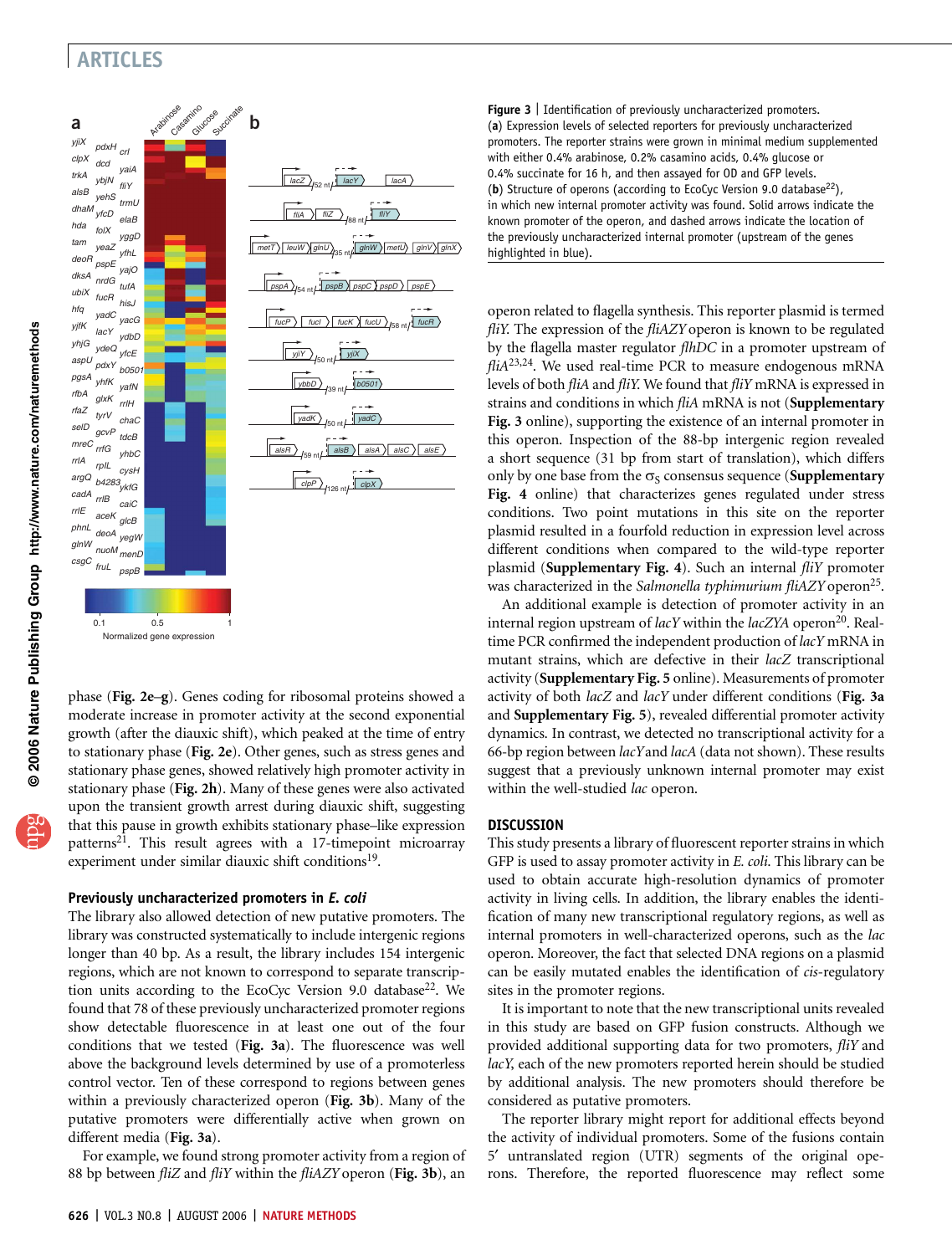Figure 3 | Identification of previously uncharacterized promoters. (a) Expression levels of selected reporters for previously uncharacterized promoters. The reporter strains were grown in minimal medium supplemented with either 0.4% arabinose, 0.2% casamino acids, 0.4% glucose or 0.4% succinate for 16 h, and then assayed for OD and GFP levels. (b) Structure of operons (according to EcoCyc Version 9.0 database[22]), in which new internal promoter activity was found. Solid arrows indicate the known promoter of the operon, and dashed arrows indicate the location of the previously uncharacterized internal promoter (upstream of the genes highlighted in blue).

phase (Fig. 2e–g). Genes coding for ribosomal proteins showed a moderate increase in promoter activity at the second exponential growth (after the diauxic shift), which peaked at the time of entry to stationary phase (Fig. 2e). Other genes, such as stress genes and stationary phase genes, showed relatively high promoter activity in stationary phase (Fig. 2h). Many of these genes were also activated upon the transient growth arrest during diauxic shift, suggesting that this pause in growth exhibits stationary phase–like expression patterns[21]. This result agrees with a 17-timepoint microarray experiment under similar diauxic shift conditions[19].

### Previously uncharacterized promoters in *E. coli*

The library also allowed detection of new putative promoters. The library was constructed systematically to include intergenic regions longer than 40 bp. As a result, the library includes 154 intergenic regions, which are not known to correspond to separate transcription units according to the EcoCyc Version 9.0 database[22]. We found that 78 of these previously uncharacterized promoter regions show detectable fluorescence in at least one out of the four conditions that we tested (Fig. 3a). The fluorescence was well above the background levels determined by use of a promoterless control vector. Ten of these correspond to regions between genes within a previously characterized operon (Fig. 3b). Many of the putative promoters were differentially active when grown on different media (Fig. 3a).

For example, we found strong promoter activity from a region of 88 bp between *fliZ* and *fliY* within the *fliAZY* operon (Fig. 3b), an operon related to flagella synthesis. This reporter plasmid is termed *fliY*. The expression of the *fliAZY* operon is known to be regulated by the flagella master regulator *flhDC* in a promoter upstream of *fliA*[23,24]. We used real-time PCR to measure endogenous mRNA levels of both *fliA* and *fliY*. We found that *fliY* mRNA is expressed in strains and conditions in which *fliA* mRNA is not (**Supplementary Fig. 3** online), supporting the existence of an internal promoter in this operon. Inspection of the 88-bp intergenic region revealed a short sequence (31 bp from start of translation), which differs only by one base from the $\sigma_S$ consensus sequence (**Supplementary Fig. 4** online) that characterizes genes regulated under stress conditions. Two point mutations in this site on the reporter plasmid resulted in a fourfold reduction in expression level across different conditions when compared to the wild-type reporter plasmid (**Supplementary Fig. 4**). Such an internal *fliY* promoter was characterized in the *Salmonella typhimurium fliAZY* operon[25].

An additional example is detection of promoter activity in an internal region upstream of *lacY* within the *lacZYA* operon[20]. Real-time PCR confirmed the independent production of *lacY* mRNA in mutant strains, which are defective in their *lacZ* transcriptional activity (**Supplementary Fig. 5** online). Measurements of promoter activity of both *lacZ* and *lacY* under different conditions (**Fig. 3a** and **Supplementary Fig. 5**), revealed differential promoter activity dynamics. In contrast, we detected no transcriptional activity for a 66-bp region between *lacY* and *lacA* (data not shown). These results suggest that a previously unknown internal promoter may exist within the well-studied *lac* operon.

## DISCUSSION

This study presents a library of fluorescent reporter strains in which GFP is used to assay promoter activity in *E. coli*. This library can be used to obtain accurate high-resolution dynamics of promoter activity in living cells. In addition, the library enables the identification of many new transcriptional regulatory regions, as well as internal promoters in well-characterized operons, such as the *lac* operon. Moreover, the fact that selected DNA regions on a plasmid can be easily mutated enables the identification of *cis*-regulatory sites in the promoter regions.

It is important to note that the new transcriptional units revealed in this study are based on GFP fusion constructs. Although we provided additional supporting data for two promoters, *fliY* and *lacY*, each of the new promoters reported herein should be studied by additional analysis. The new promoters should therefore be considered as putative promoters.

The reporter library might report for additional effects beyond the activity of individual promoters. Some of the fusions contain 5′ untranslated region (UTR) segments of the original operons. Therefore, the reported fluorescence may reflect some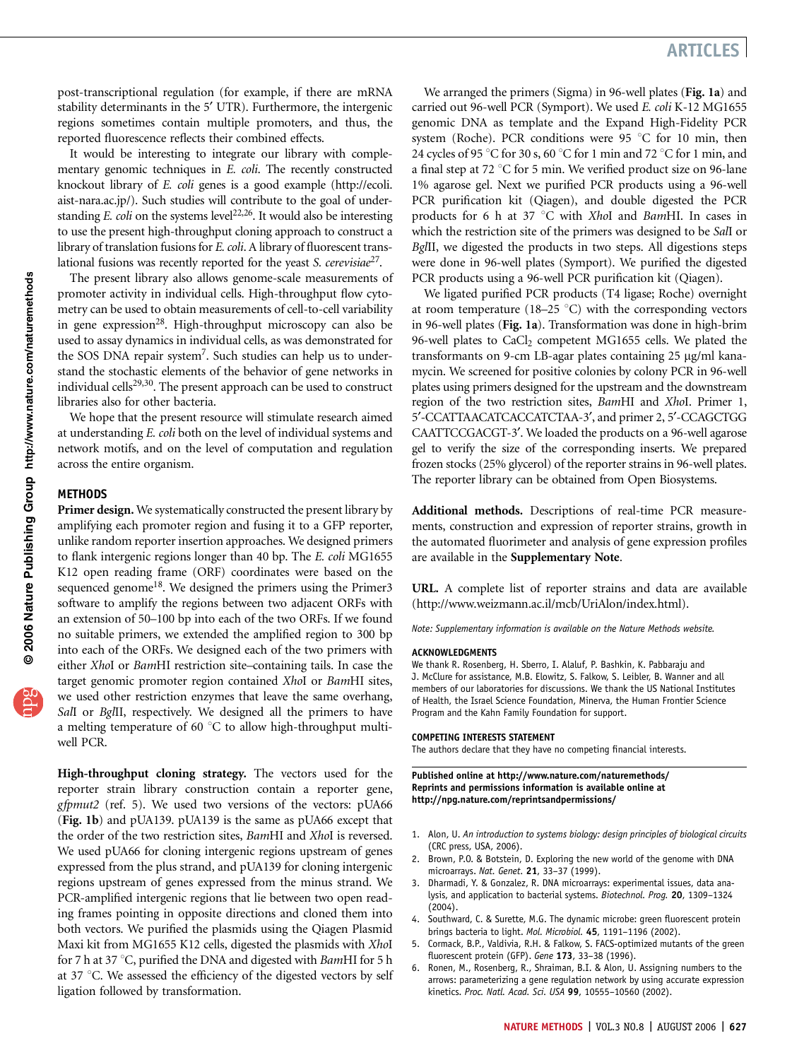post-transcriptional regulation (for example, if there are mRNA stability determinants in the 5′ UTR). Furthermore, the intergenic regions sometimes contain multiple promoters, and thus, the reported fluorescence reflects their combined effects.

It would be interesting to integrate our library with complementary genomic techniques in *E. coli*. The recently constructed knockout library of *E. coli* genes is a good example (http://ecoli.aist-nara.ac.jp/). Such studies will contribute to the goal of understanding *E. coli* on the systems level[22,26]. It would also be interesting to use the present high-throughput cloning approach to construct a library of translation fusions for *E. coli*. A library of fluorescent translational fusions was recently reported for the yeast *S. cerevisiae*[27].

The present library also allows genome-scale measurements of promoter activity in individual cells. High-throughput flow cytometry can be used to obtain measurements of cell-to-cell variability in gene expression[28]. High-throughput microscopy can also be used to assay dynamics in individual cells, as was demonstrated for the SOS DNA repair system[7]. Such studies can help us to understand the stochastic elements of the behavior of gene networks in individual cells[29,30]. The present approach can be used to construct libraries also for other bacteria.

We hope that the present resource will stimulate research aimed at understanding *E. coli* both on the level of individual systems and network motifs, and on the level of computation and regulation across the entire organism.

## METHODS

**Primer design.** We systematically constructed the present library by amplifying each promoter region and fusing it to a GFP reporter, unlike random reporter insertion approaches. We designed primers to flank intergenic regions longer than 40 bp. The *E. coli* MG1655 K12 open reading frame (ORF) coordinates were based on the sequenced genome[18]. We designed the primers using the Primer3 software to amplify the regions between two adjacent ORFs with an extension of 50–100 bp into each of the two ORFs. If we found no suitable primers, we extended the amplified region to 300 bp into each of the ORFs. We designed each of the two primers with either *Xho*I or *Bam*HI restriction site–containing tails. In case the target genomic promoter region contained *Xho*I or *Bam*HI sites, we used other restriction enzymes that leave the same overhang, *Sal*I or *Bgl*II, respectively. We designed all the primers to have a melting temperature of 60 °C to allow high-throughput multi-well PCR.

**High-throughput cloning strategy.** The vectors used for the reporter strain library construction contain a reporter gene, *gfpmut2* (ref. 5). We used two versions of the vectors: pUA66 (**Fig. 1b**) and pUA139. pUA139 is the same as pUA66 except that the order of the two restriction sites, *Bam*HI and *Xho*I is reversed. We used pUA66 for cloning intergenic regions upstream of genes expressed from the plus strand, and pUA139 for cloning intergenic regions upstream of genes expressed from the minus strand. We PCR-amplified intergenic regions that lie between two open reading frames pointing in opposite directions and cloned them into both vectors. We purified the plasmids using the Qiagen Plasmid Maxi kit from MG1655 K12 cells, digested the plasmids with *Xho*I for 7 h at 37 °C, purified the DNA and digested with *Bam*HI for 5 h at 37 °C. We assessed the efficiency of the digested vectors by self ligation followed by transformation.

We arranged the primers (Sigma) in 96-well plates (**Fig. 1a**) and carried out 96-well PCR (Sympont). We used *E. coli* K-12 MG1655 genomic DNA as template and the Expand High-Fidelity PCR system (Roche). PCR conditions were 95 °C for 10 min, then 24 cycles of 95 °C for 30 s, 60 °C for 1 min and 72 °C for 1 min, and a final step at 72 °C for 5 min. We verified product size on 96-lane 1% agarose gel. Next we purified PCR products using a 96-well PCR purification kit (Qiagen), and double digested the PCR products for 6 h at 37 °C with *Xho*I and *Bam*HI. In cases in which the restriction site of the primers was designed to be *Sal*I or *Bgl*II, we digested the products in two steps. All digestions steps were done in 96-well plates (Sympont). We purified the digested PCR products using a 96-well PCR purification kit (Qiagen).

We ligated purified PCR products (T4 ligase; Roche) overnight at room temperature (18–25 °C) with the corresponding vectors in 96-well plates (**Fig. 1a**). Transformation was done in high-brim 96-well plates to $CaCl_2$ competent MG1655 cells. We plated the transformants on 9-cm LB-agar plates containing 25 μg/ml kanamycin. We screened for positive colonies by colony PCR in 96-well plates using primers designed for the upstream and the downstream region of the two restriction sites, *Bam*HI and *Xho*I. Primer 1, 5′-CCATTAACATCACCATCTAA-3′, and primer 2, 5′-CCAGCTGG CAATTCCGACGT-3′. We loaded the products on a 96-well agarose gel to verify the size of the corresponding inserts. We prepared frozen stocks (25% glycerol) of the reporter strains in 96-well plates. The reporter library can be obtained from Open Biosystems.

**Additional methods.** Descriptions of real-time PCR measurements, construction and expression of reporter strains, growth in the automated fluorimeter and analysis of gene expression profiles are available in the **Supplementary Note**.

**URL.** A complete list of reporter strains and data are available (http://www.weizmann.ac.il/mcb/UriAlon/index.html).

*Note: Supplementary information is available on the Nature Methods website.*

### ACKNOWLEDGMENTS

We thank R. Rosenberg, H. Sberro, I. Alaluf, P. Bashkin, K. Pabbaraju and J. McClure for assistance, M.B. Elowitz, S. Falkow, S. Leibler, B. Wanner and all members of our laboratories for discussions. We thank the US National Institutes of Health, the Israel Science Foundation, Minerva, the Human Frontier Science Program and the Kahn Family Foundation for support.

### COMPETING INTERESTS STATEMENT

The authors declare that they have no competing financial interests.

**Published online at http://www.nature.com/naturemethods/**
**Reprints and permissions information is available online at http://npg.nature.com/reprintsandpermissions/**

1. Alon, U. *An introduction to systems biology: design principles of biological circuits* (CRC press, USA, 2006).
2. Brown, P.O. & Botstein, D. Exploring the new world of the genome with DNA microarrays. *Nat. Genet.* **21**, 33–37 (1999).
3. Dharmadi, Y. & Gonzalez, R. DNA microarrays: experimental issues, data analysis, and application to bacterial systems. *Biotechnol. Prog.* **20**, 1309–1324 (2004).
4. Southward, C. & Surette, M.G. The dynamic microbe: green fluorescent protein brings bacteria to light. *Mol. Microbiol.* **45**, 1191–1196 (2002).
5. Cormack, B.P., Valdivia, R.H. & Falkow, S. FACS-optimized mutants of the green fluorescent protein (GFP). *Gene* **173**, 33–38 (1996).
6. Ronen, M., Rosenberg, R., Shraiman, B.I. & Alon, U. Assigning numbers to the arrows: parameterizing a gene regulation network by using accurate expression kinetics. *Proc. Natl. Acad. Sci. USA* **99**, 10555–10560 (2002).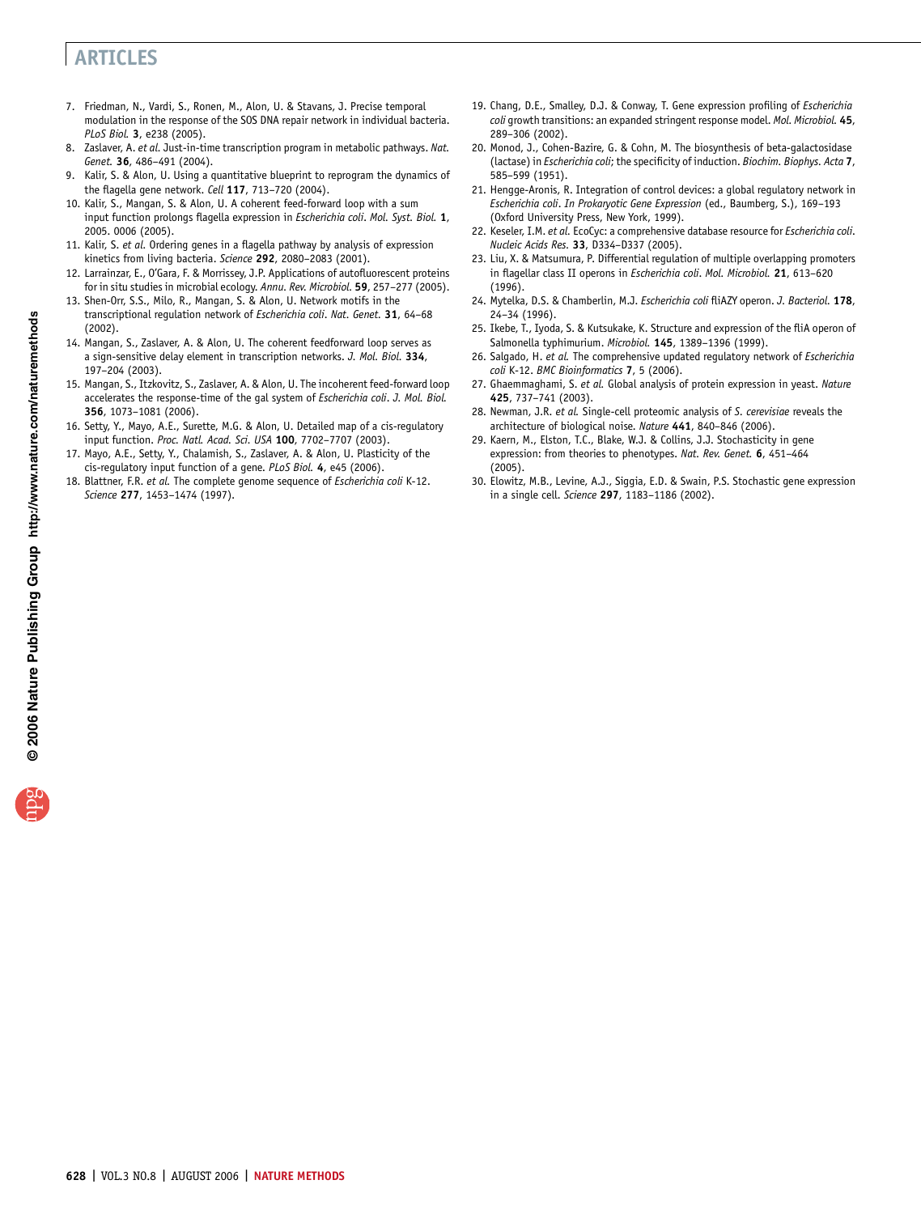7. Friedman, N., Vardi, S., Ronen, M., Alon, U. & Stavans, J. Precise temporal modulation in the response of the SOS DNA repair network in individual bacteria. *PLoS Biol.* **3**, e238 (2005).
8. Zaslaver, A. *et al.* Just-in-time transcription program in metabolic pathways. *Nat. Genet.* **36**, 486–491 (2004).
9. Kalir, S. & Alon, U. Using a quantitative blueprint to reprogram the dynamics of the flagella gene network. *Cell* **117**, 713–720 (2004).
10. Kalir, S., Mangan, S. & Alon, U. A coherent feed-forward loop with a sum input function prolongs flagella expression in *Escherichia coli*. *Mol. Syst. Biol.* **1**, 2005. 0006 (2005).
11. Kalir, S. *et al.* Ordering genes in a flagella pathway by analysis of expression kinetics from living bacteria. *Science* **292**, 2080–2083 (2001).
12. Larrainzar, E., O'Gara, F. & Morrissey, J.P. Applications of autofluorescent proteins for in situ studies in microbial ecology. *Annu. Rev. Microbiol.* **59**, 257–277 (2005).
13. Shen-Orr, S.S., Milo, R., Mangan, S. & Alon, U. Network motifs in the transcriptional regulation network of *Escherichia coli*. *Nat. Genet.* **31**, 64–68 (2002).
14. Mangan, S., Zaslaver, A. & Alon, U. The coherent feedforward loop serves as a sign-sensitive delay element in transcription networks. *J. Mol. Biol.* **334**, 197–204 (2003).
15. Mangan, S., Itzkovitz, S., Zaslaver, A. & Alon, U. The incoherent feed-forward loop accelerates the response-time of the gal system of *Escherichia coli*. *J. Mol. Biol.* **356**, 1073–1081 (2006).
16. Setty, Y., Mayo, A.E., Surette, M.G. & Alon, U. Detailed map of a cis-regulatory input function. *Proc. Natl. Acad. Sci. USA* **100**, 7702–7707 (2003).
17. Mayo, A.E., Setty, Y., Chalamish, S., Zaslaver, A. & Alon, U. Plasticity of the cis-regulatory input function of a gene. *PLoS Biol.* **4**, e45 (2006).
18. Blattner, F.R. *et al.* The complete genome sequence of *Escherichia coli* K-12. *Science* **277**, 1453–1474 (1997).
19. Chang, D.E., Smalley, D.J. & Conway, T. Gene expression profiling of *Escherichia coli* growth transitions: an expanded stringent response model. *Mol. Microbiol.* **45**, 289–306 (2002).
20. Monod, J., Cohen-Bazire, G. & Cohn, M. The biosynthesis of beta-galactosidase (lactase) in *Escherichia coli*; the specificity of induction. *Biochim. Biophys. Acta* **7**, 585–599 (1951).
21. Hengge-Aronis, R. Integration of control devices: a global regulatory network in *Escherichia coli*. *In Prokaryotic Gene Expression* (ed., Baumberg, S.), 169–193 (Oxford University Press, New York, 1999).
22. Keseler, I.M. *et al.* EcoCyc: a comprehensive database resource for *Escherichia coli*. *Nucleic Acids Res.* **33**, D334–D337 (2005).
23. Liu, X. & Matsumura, P. Differential regulation of multiple overlapping promoters in flagellar class II operons in *Escherichia coli*. *Mol. Microbiol.* **21**, 613–620 (1996).
24. Mytelka, D.S. & Chamberlin, M.J. *Escherichia coli* fliAZY operon. *J. Bacteriol.* **178**, 24–34 (1996).
25. Ikebe, T., Iyoda, S. & Kutsukake, K. Structure and expression of the fliA operon of Salmonella typhimurium. *Microbiol.* **145**, 1389–1396 (1999).
26. Salgado, H. *et al.* The comprehensive updated regulatory network of *Escherichia coli* K-12. *BMC Bioinformatics* **7**, 5 (2006).
27. Ghaemmaghami, S. *et al.* Global analysis of protein expression in yeast. *Nature* **425**, 737–741 (2003).
28. Newman, J.R. *et al.* Single-cell proteomic analysis of *S. cerevisiae* reveals the architecture of biological noise. *Nature* **441**, 840–846 (2006).
29. Kaern, M., Elston, T.C., Blake, W.J. & Collins, J.J. Stochasticity in gene expression: from theories to phenotypes. *Nat. Rev. Genet.* **6**, 451–464 (2005).
30. Elowitz, M.B., Levine, A.J., Siggia, E.D. & Swain, P.S. Stochastic gene expression in a single cell. *Science* **297**, 1183–1186 (2002).